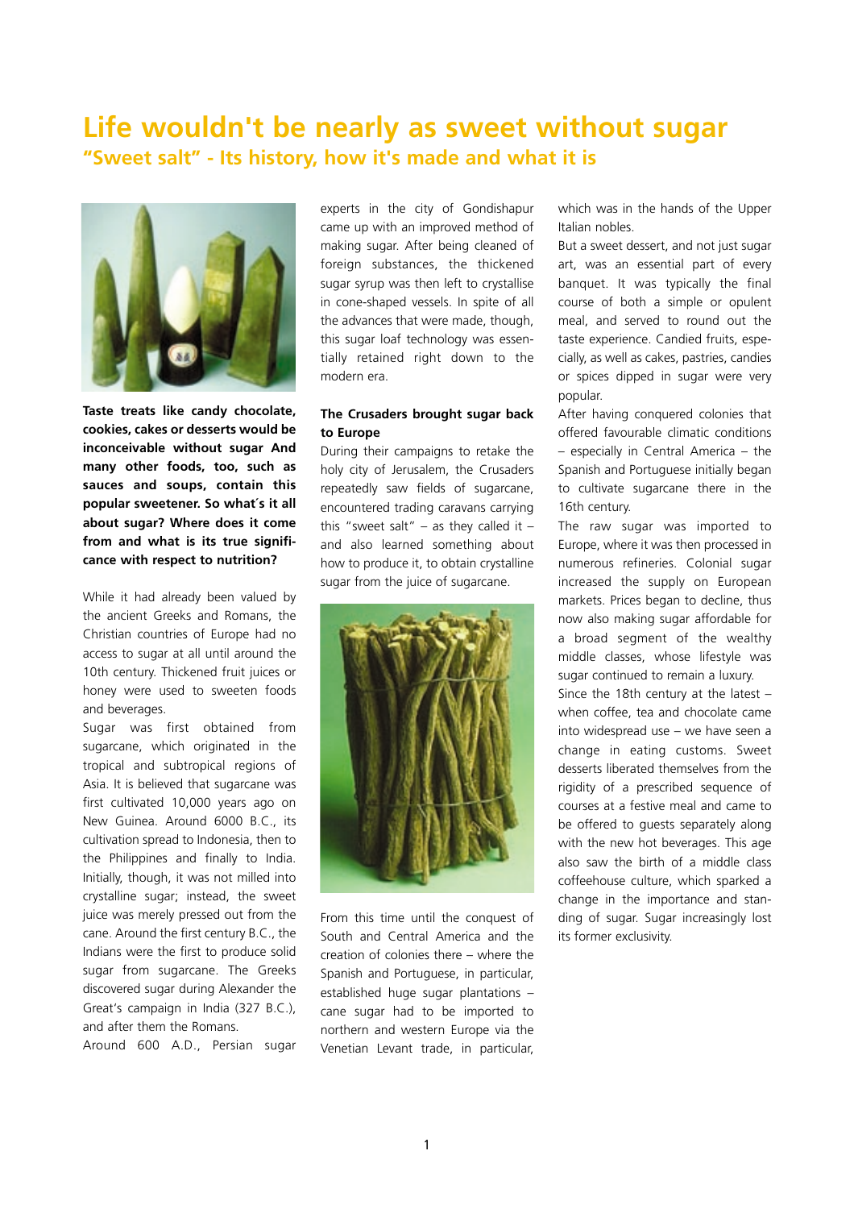# Life wouldn't be nearly as sweet without sugar

## "Sweet salt" - Its history, how it's made and what it is

**Taste treats like candy chocolate, cookies, cakes or desserts would be inconceivable without sugar And many other foods, too, such as sauces and soups, contain this popular sweetener. So what´s it all about sugar? Where does it come from and what is its true significance with respect to nutrition?**

While it had already been valued by the ancient Greeks and Romans, the Christian countries of Europe had no access to sugar at all until around the 10th century. Thickened fruit juices or honey were used to sweeten foods and beverages.

Sugar was first obtained from sugarcane, which originated in the tropical and subtropical regions of Asia. It is believed that sugarcane was first cultivated 10,000 years ago on New Guinea. Around 6000 B.C., its cultivation spread to Indonesia, then to the Philippines and finally to India. Initially, though, it was not milled into crystalline sugar; instead, the sweet juice was merely pressed out from the cane. Around the first century B.C., the Indians were the first to produce solid sugar from sugarcane. The Greeks discovered sugar during Alexander the Great's campaign in India (327 B.C.), and after them the Romans.

Around 600 A.D., Persian sugar experts in the city of Gondishapur came up with an improved method of making sugar. After being cleaned of foreign substances, the thickened sugar syrup was then left to crystallise in cone-shaped vessels. In spite of all the advances that were made, though, this sugar loaf technology was essentially retained right down to the modern era.

### The Crusaders brought sugar back to Europe

During their campaigns to retake the holy city of Jerusalem, the Crusaders repeatedly saw fields of sugarcane, encountered trading caravans carrying this "sweet salt" – as they called it – and also learned something about how to produce it, to obtain crystalline sugar from the juice of sugarcane.

From this time until the conquest of South and Central America and the creation of colonies there – where the Spanish and Portuguese, in particular, established huge sugar plantations – cane sugar had to be imported to northern and western Europe via the Venetian Levant trade, in particular, which was in the hands of the Upper Italian nobles.

But a sweet dessert, and not just sugar art, was an essential part of every banquet. It was typically the final course of both a simple or opulent meal, and served to round out the taste experience. Candied fruits, especially, as well as cakes, pastries, candies or spices dipped in sugar were very popular.

After having conquered colonies that offered favourable climatic conditions – especially in Central America – the Spanish and Portuguese initially began to cultivate sugarcane there in the 16th century.

The raw sugar was imported to Europe, where it was then processed in numerous refineries. Colonial sugar increased the supply on European markets. Prices began to decline, thus now also making sugar affordable for a broad segment of the wealthy middle classes, whose lifestyle was sugar continued to remain a luxury.

Since the 18th century at the latest – when coffee, tea and chocolate came into widespread use – we have seen a change in eating customs. Sweet desserts liberated themselves from the rigidity of a prescribed sequence of courses at a festive meal and came to be offered to guests separately along with the new hot beverages. This age also saw the birth of a middle class coffeehouse culture, which sparked a change in the importance and standing of sugar. Sugar increasingly lost its former exclusivity.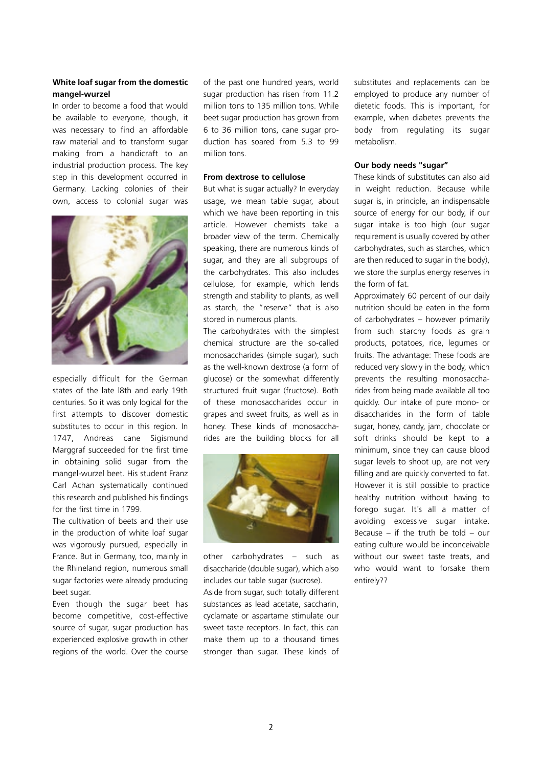## White loaf sugar from the domestic mangel-wurzel

In order to become a food that would be available to everyone, though, it was necessary to find an affordable raw material and to transform sugar making from a handicraft to an industrial production process. The key step in this development occurred in Germany. Lacking colonies of their own, access to colonial sugar was especially difficult for the German states of the late l8th and early 19th centuries. So it was only logical for the first attempts to discover domestic substitutes to occur in this region. In 1747, Andreas cane Sigismund Marggraf succeeded for the first time in obtaining solid sugar from the mangel-wurzel beet. His student Franz Carl Achan systematically continued this research and published his findings for the first time in 1799.

The cultivation of beets and their use in the production of white loaf sugar was vigorously pursued, especially in France. But in Germany, too, mainly in the Rhineland region, numerous small sugar factories were already producing beet sugar.

Even though the sugar beet has become competitive, cost-effective source of sugar, sugar production has experienced explosive growth in other regions of the world. Over the course of the past one hundred years, world sugar production has risen from 11.2 million tons to 135 million tons. While beet sugar production has grown from 6 to 36 million tons, cane sugar production has soared from 5.3 to 99 million tons.

## From dextrose to cellulose

But what is sugar actually? In everyday usage, we mean table sugar, about which we have been reporting in this article. However chemists take a broader view of the term. Chemically speaking, there are numerous kinds of sugar, and they are all subgroups of the carbohydrates. This also includes cellulose, for example, which lends strength and stability to plants, as well as starch, the "reserve" that is also stored in numerous plants.

The carbohydrates with the simplest chemical structure are the so-called monosaccharides (simple sugar), such as the well-known dextrose (a form of glucose) or the somewhat differently structured fruit sugar (fructose). Both of these monosaccharides occur in grapes and sweet fruits, as well as in honey. These kinds of monosaccharides are the building blocks for all other carbohydrates – such as disaccharide (double sugar), which also includes our table sugar (sucrose).

Aside from sugar, such totally different substances as lead acetate, saccharin, cyclamate or aspartame stimulate our sweet taste receptors. In fact, this can make them up to a thousand times stronger than sugar. These kinds of substitutes and replacements can be employed to produce any number of dietetic foods. This is important, for example, when diabetes prevents the body from regulating its sugar metabolism.

## Our body needs "sugar"

These kinds of substitutes can also aid in weight reduction. Because while sugar is, in principle, an indispensable source of energy for our body, if our sugar intake is too high (our sugar requirement is usually covered by other carbohydrates, such as starches, which are then reduced to sugar in the body), we store the surplus energy reserves in the form of fat.

Approximately 60 percent of our daily nutrition should be eaten in the form of carbohydrates – however primarily from such starchy foods as grain products, potatoes, rice, legumes or fruits. The advantage: These foods are reduced very slowly in the body, which prevents the resulting monosaccharides from being made available all too quickly. Our intake of pure mono- or disaccharides in the form of table sugar, honey, candy, jam, chocolate or soft drinks should be kept to a minimum, since they can cause blood sugar levels to shoot up, are not very filling and are quickly converted to fat. However it is still possible to practice healthy nutrition without having to forego sugar. It´s all a matter of avoiding excessive sugar intake. Because – if the truth be told – our eating culture would be inconceivable without our sweet taste treats, and who would want to forsake them entirely??